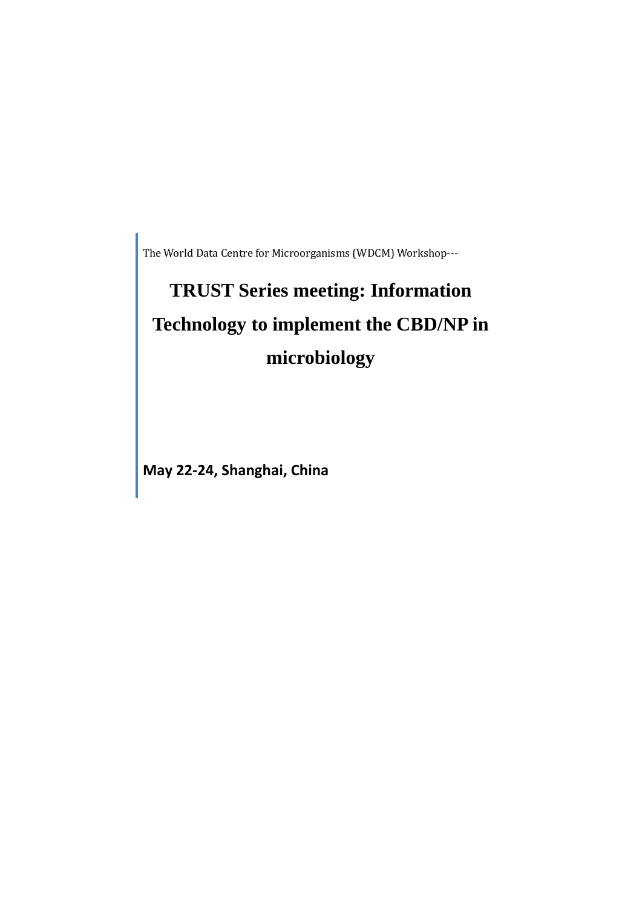The World Data Centre for Microorganisms (WDCM) Workshop---

# TRUST Series meeting: Information Technology to implement the CBD/NP in microbiology

**May 22-24, Shanghai, China**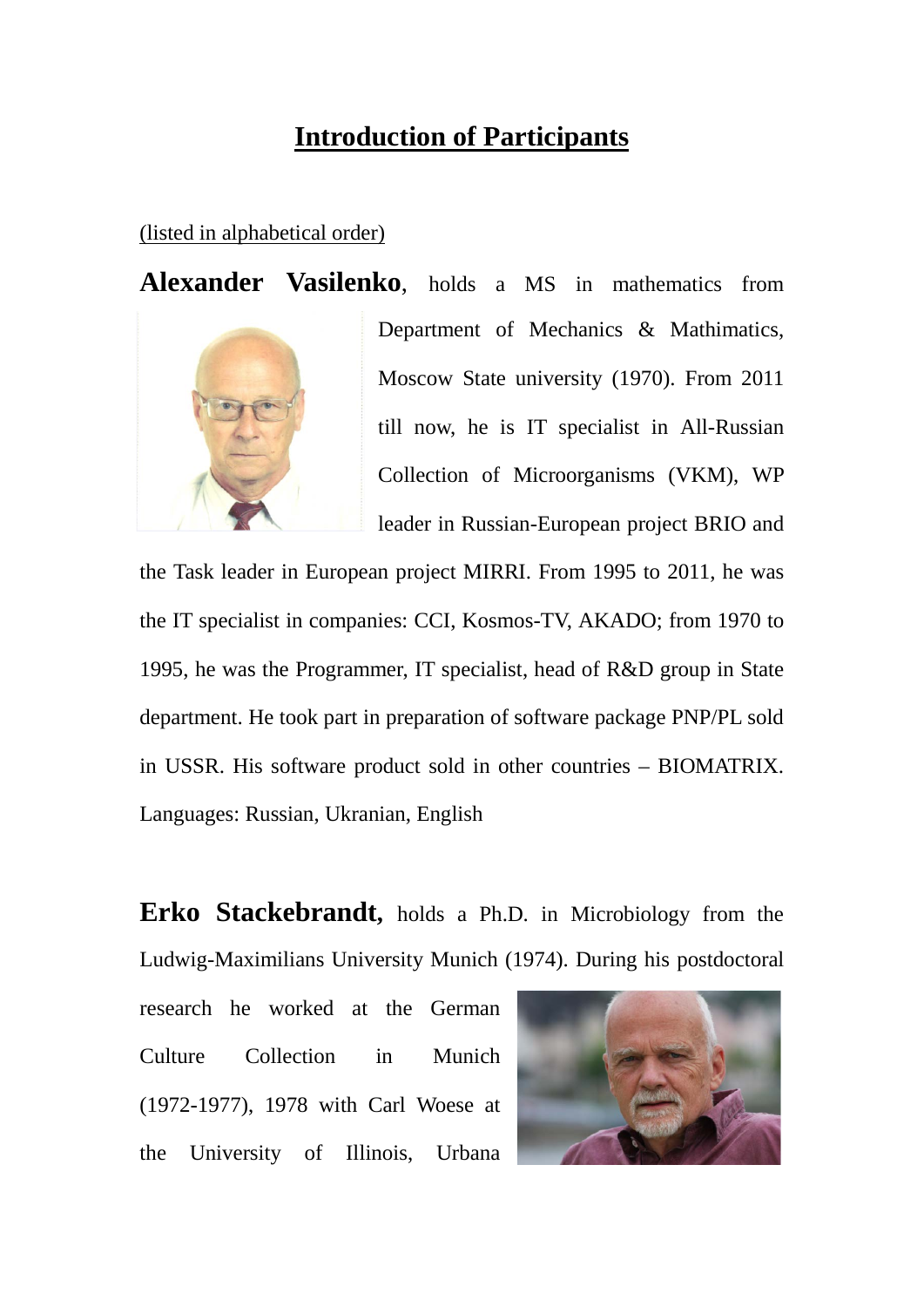# Introduction of Participants

(listed in alphabetical order)

**Alexander Vasilenko**, holds a MS in mathematics from Department of Mechanics & Mathimatics, Moscow State university (1970). From 2011 till now, he is IT specialist in All-Russian Collection of Microorganisms (VKM), WP leader in Russian-European project BRIO and the Task leader in European project MIRRI. From 1995 to 2011, he was the IT specialist in companies: CCI, Kosmos-TV, AKADO; from 1970 to 1995, he was the Programmer, IT specialist, head of R&D group in State department. He took part in preparation of software package PNP/PL sold in USSR. His software product sold in other countries – BIOMATRIX. Languages: Russian, Ukranian, English

**Erko Stackebrandt,** holds a Ph.D. in Microbiology from the Ludwig-Maximilians University Munich (1974). During his postdoctoral research he worked at the German Culture Collection in Munich (1972-1977), 1978 with Carl Woese at the University of Illinois, Urbana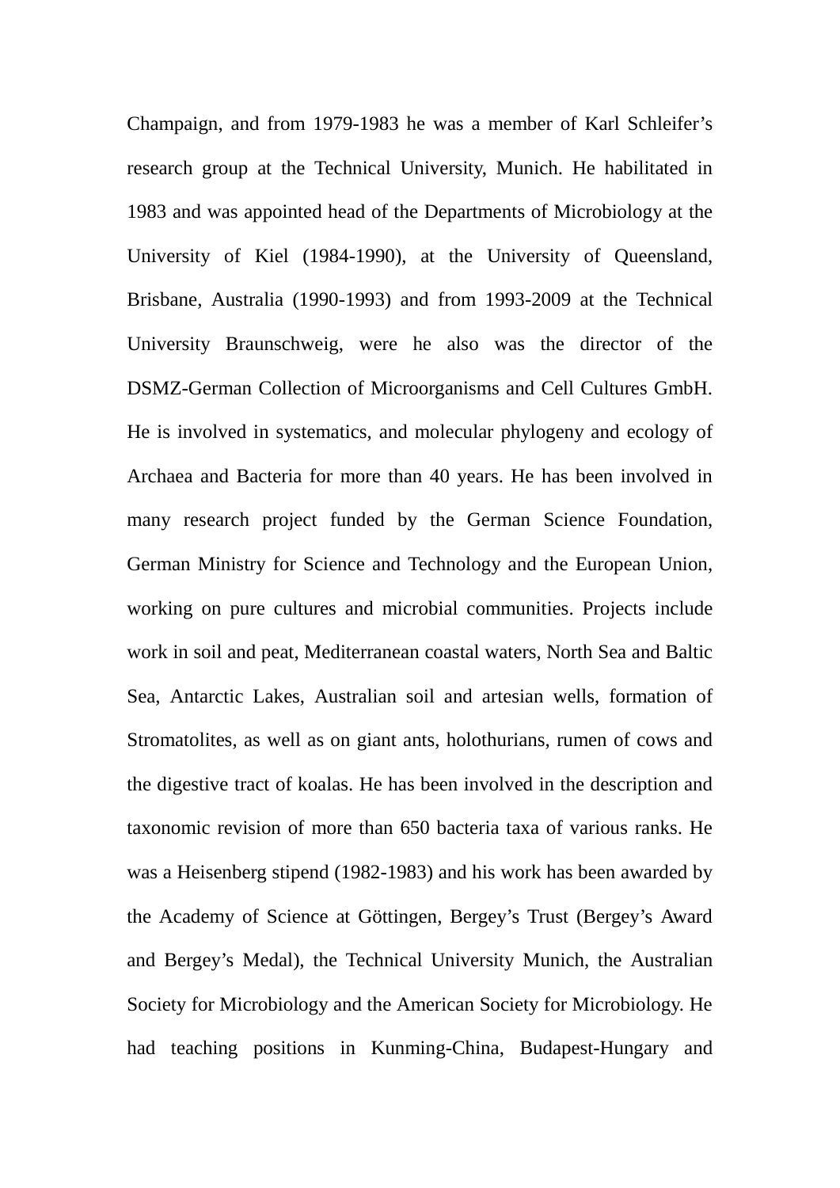Champaign, and from 1979-1983 he was a member of Karl Schleifer's research group at the Technical University, Munich. He habilitated in 1983 and was appointed head of the Departments of Microbiology at the University of Kiel (1984-1990), at the University of Queensland, Brisbane, Australia (1990-1993) and from 1993-2009 at the Technical University Braunschweig, were he also was the director of the DSMZ-German Collection of Microorganisms and Cell Cultures GmbH. He is involved in systematics, and molecular phylogeny and ecology of Archaea and Bacteria for more than 40 years. He has been involved in many research project funded by the German Science Foundation, German Ministry for Science and Technology and the European Union, working on pure cultures and microbial communities. Projects include work in soil and peat, Mediterranean coastal waters, North Sea and Baltic Sea, Antarctic Lakes, Australian soil and artesian wells, formation of Stromatolites, as well as on giant ants, holothurians, rumen of cows and the digestive tract of koalas. He has been involved in the description and taxonomic revision of more than 650 bacteria taxa of various ranks. He was a Heisenberg stipend (1982-1983) and his work has been awarded by the Academy of Science at Göttingen, Bergey's Trust (Bergey's Award and Bergey's Medal), the Technical University Munich, the Australian Society for Microbiology and the American Society for Microbiology. He had teaching positions in Kunming-China, Budapest-Hungary and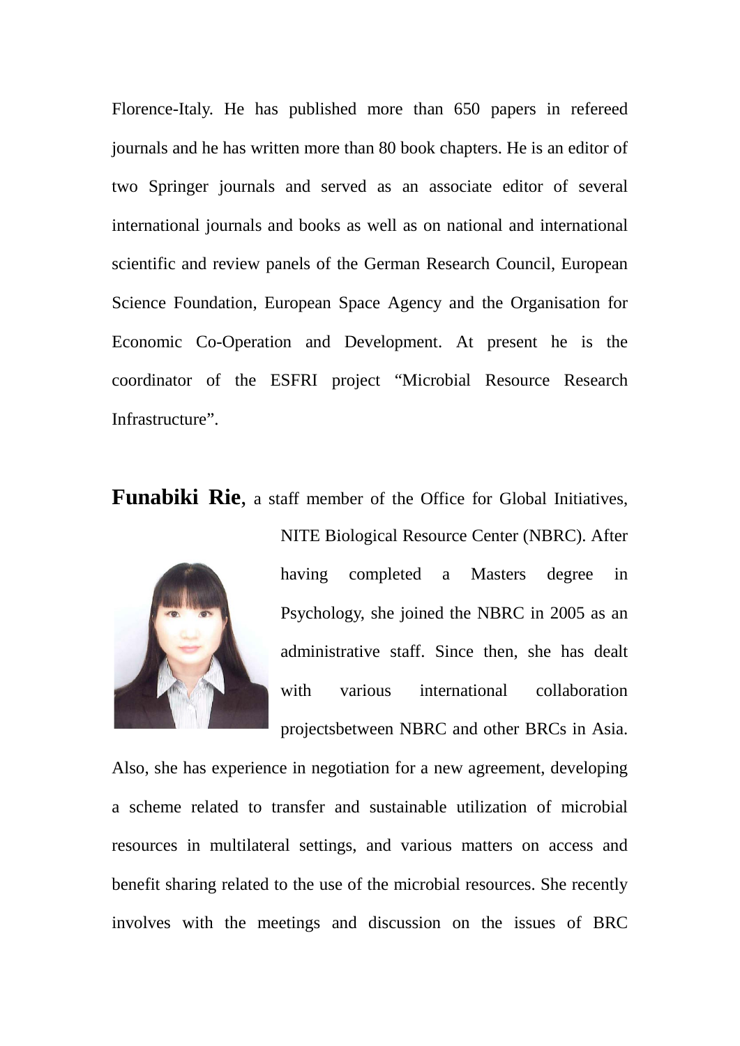Florence-Italy. He has published more than 650 papers in refereed journals and he has written more than 80 book chapters. He is an editor of two Springer journals and served as an associate editor of several international journals and books as well as on national and international scientific and review panels of the German Research Council, European Science Foundation, European Space Agency and the Organisation for Economic Co-Operation and Development. At present he is the coordinator of the ESFRI project "Microbial Resource Research Infrastructure".

**Funabiki Rie**, a staff member of the Office for Global Initiatives, NITE Biological Resource Center (NBRC). After having completed a Masters degree in Psychology, she joined the NBRC in 2005 as an administrative staff. Since then, she has dealt with various international collaboration projectsbetween NBRC and other BRCs in Asia. Also, she has experience in negotiation for a new agreement, developing a scheme related to transfer and sustainable utilization of microbial resources in multilateral settings, and various matters on access and benefit sharing related to the use of the microbial resources. She recently involves with the meetings and discussion on the issues of BRC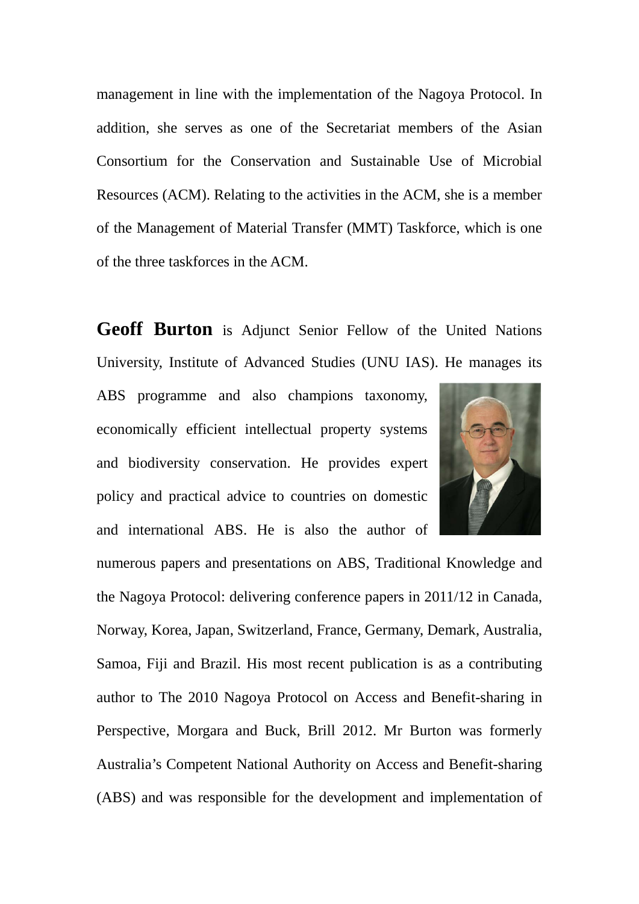management in line with the implementation of the Nagoya Protocol. In addition, she serves as one of the Secretariat members of the Asian Consortium for the Conservation and Sustainable Use of Microbial Resources (ACM). Relating to the activities in the ACM, she is a member of the Management of Material Transfer (MMT) Taskforce, which is one of the three taskforces in the ACM.

**Geoff Burton** is Adjunct Senior Fellow of the United Nations University, Institute of Advanced Studies (UNU IAS). He manages its ABS programme and also champions taxonomy, economically efficient intellectual property systems and biodiversity conservation. He provides expert policy and practical advice to countries on domestic and international ABS. He is also the author of numerous papers and presentations on ABS, Traditional Knowledge and the Nagoya Protocol: delivering conference papers in 2011/12 in Canada, Norway, Korea, Japan, Switzerland, France, Germany, Demark, Australia, Samoa, Fiji and Brazil. His most recent publication is as a contributing author to The 2010 Nagoya Protocol on Access and Benefit-sharing in Perspective, Morgara and Buck, Brill 2012. Mr Burton was formerly Australia's Competent National Authority on Access and Benefit-sharing (ABS) and was responsible for the development and implementation of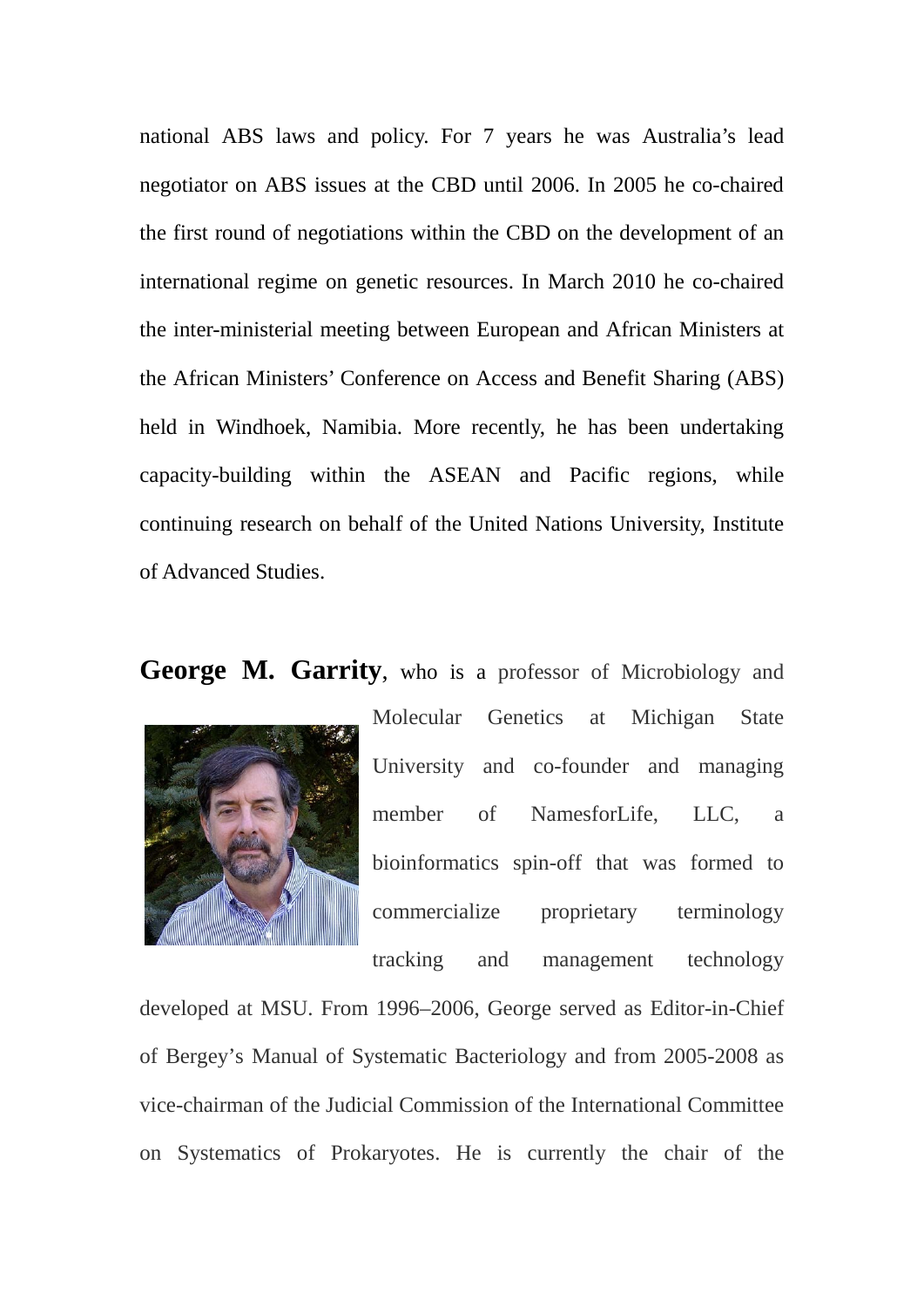national ABS laws and policy. For 7 years he was Australia's lead negotiator on ABS issues at the CBD until 2006. In 2005 he co-chaired the first round of negotiations within the CBD on the development of an international regime on genetic resources. In March 2010 he co-chaired the inter-ministerial meeting between European and African Ministers at the African Ministers' Conference on Access and Benefit Sharing (ABS) held in Windhoek, Namibia. More recently, he has been undertaking capacity-building within the ASEAN and Pacific regions, while continuing research on behalf of the United Nations University, Institute of Advanced Studies.

**George M. Garrity**, who is a professor of Microbiology and Molecular Genetics at Michigan State University and co-founder and managing member of NamesforLife, LLC, a bioinformatics spin-off that was formed to commercialize proprietary terminology tracking and management technology developed at MSU. From 1996–2006, George served as Editor-in-Chief of Bergey's Manual of Systematic Bacteriology and from 2005-2008 as vice-chairman of the Judicial Commission of the International Committee on Systematics of Prokaryotes. He is currently the chair of the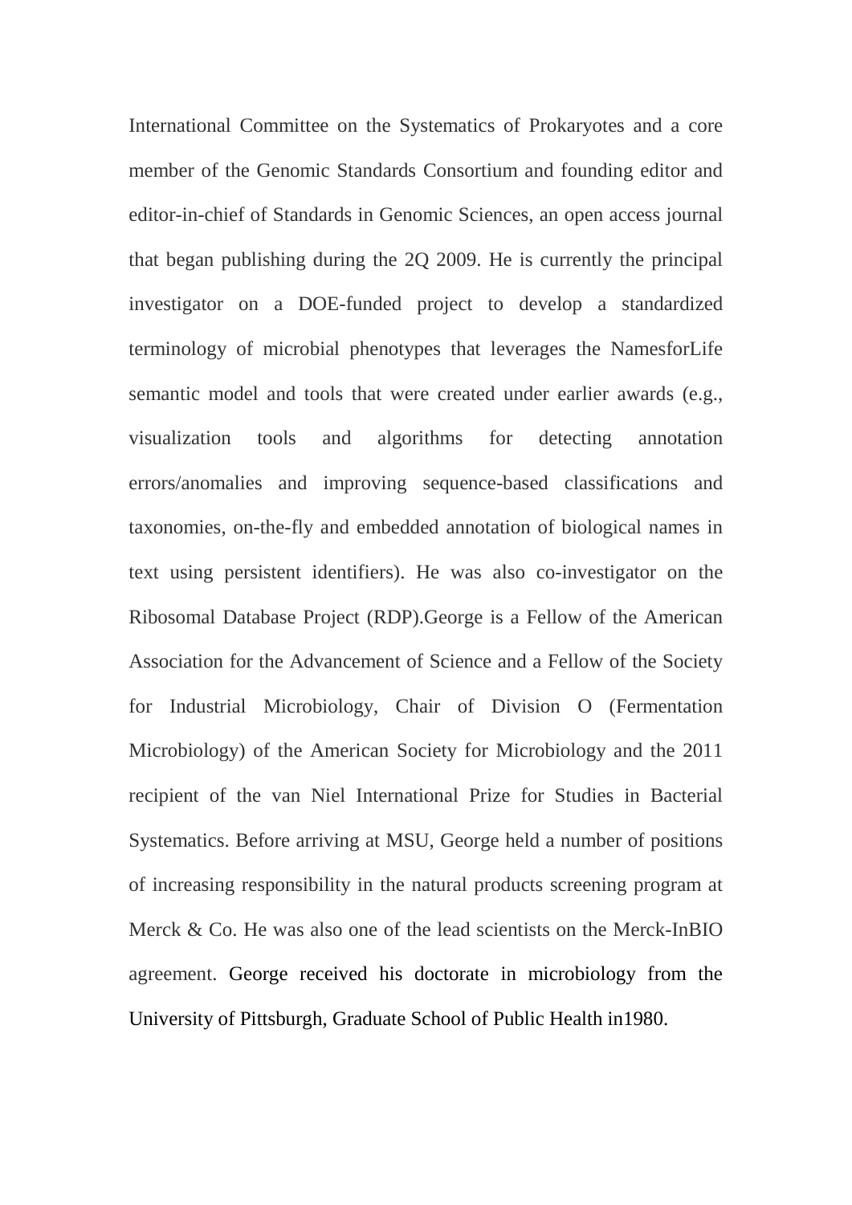International Committee on the Systematics of Prokaryotes and a core member of the Genomic Standards Consortium and founding editor and editor-in-chief of Standards in Genomic Sciences, an open access journal that began publishing during the 2Q 2009. He is currently the principal investigator on a DOE-funded project to develop a standardized terminology of microbial phenotypes that leverages the NamesforLife semantic model and tools that were created under earlier awards (e.g., visualization tools and algorithms for detecting annotation errors/anomalies and improving sequence-based classifications and taxonomies, on-the-fly and embedded annotation of biological names in text using persistent identifiers). He was also co-investigator on the Ribosomal Database Project (RDP).George is a Fellow of the American Association for the Advancement of Science and a Fellow of the Society for Industrial Microbiology, Chair of Division O (Fermentation Microbiology) of the American Society for Microbiology and the 2011 recipient of the van Niel International Prize for Studies in Bacterial Systematics. Before arriving at MSU, George held a number of positions of increasing responsibility in the natural products screening program at Merck & Co. He was also one of the lead scientists on the Merck-InBIO agreement. George received his doctorate in microbiology from the University of Pittsburgh, Graduate School of Public Health in1980.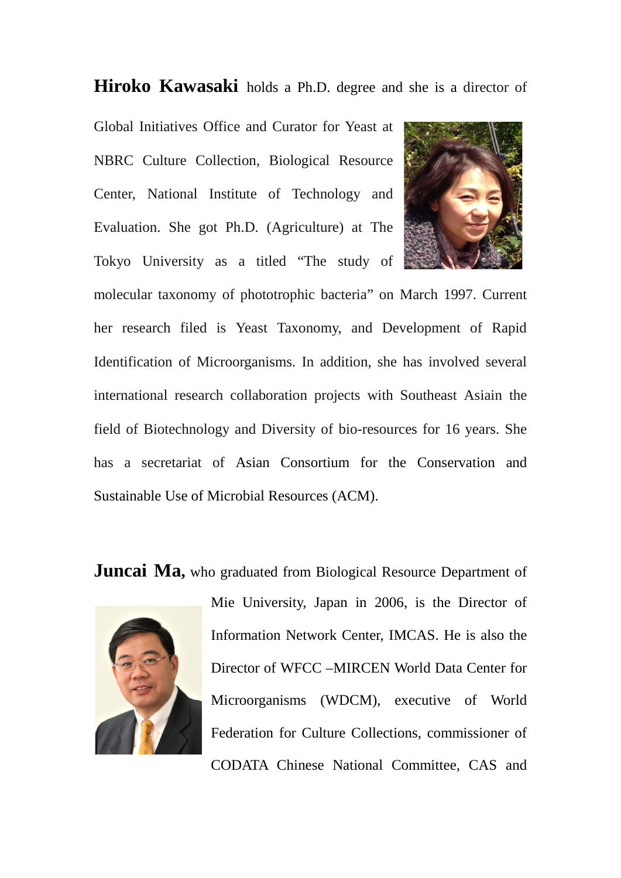**Hiroko Kawasaki** holds a Ph.D. degree and she is a director of Global Initiatives Office and Curator for Yeast at NBRC Culture Collection, Biological Resource Center, National Institute of Technology and Evaluation. She got Ph.D. (Agriculture) at The Tokyo University as a titled "The study of molecular taxonomy of phototrophic bacteria" on March 1997. Current her research filed is Yeast Taxonomy, and Development of Rapid Identification of Microorganisms. In addition, she has involved several international research collaboration projects with Southeast Asiain the field of Biotechnology and Diversity of bio-resources for 16 years. She has a secretariat of Asian Consortium for the Conservation and Sustainable Use of Microbial Resources (ACM).

**Juncai Ma,** who graduated from Biological Resource Department of Mie University, Japan in 2006, is the Director of Information Network Center, IMCAS. He is also the Director of WFCC –MIRCEN World Data Center for Microorganisms (WDCM), executive of World Federation for Culture Collections, commissioner of CODATA Chinese National Committee, CAS and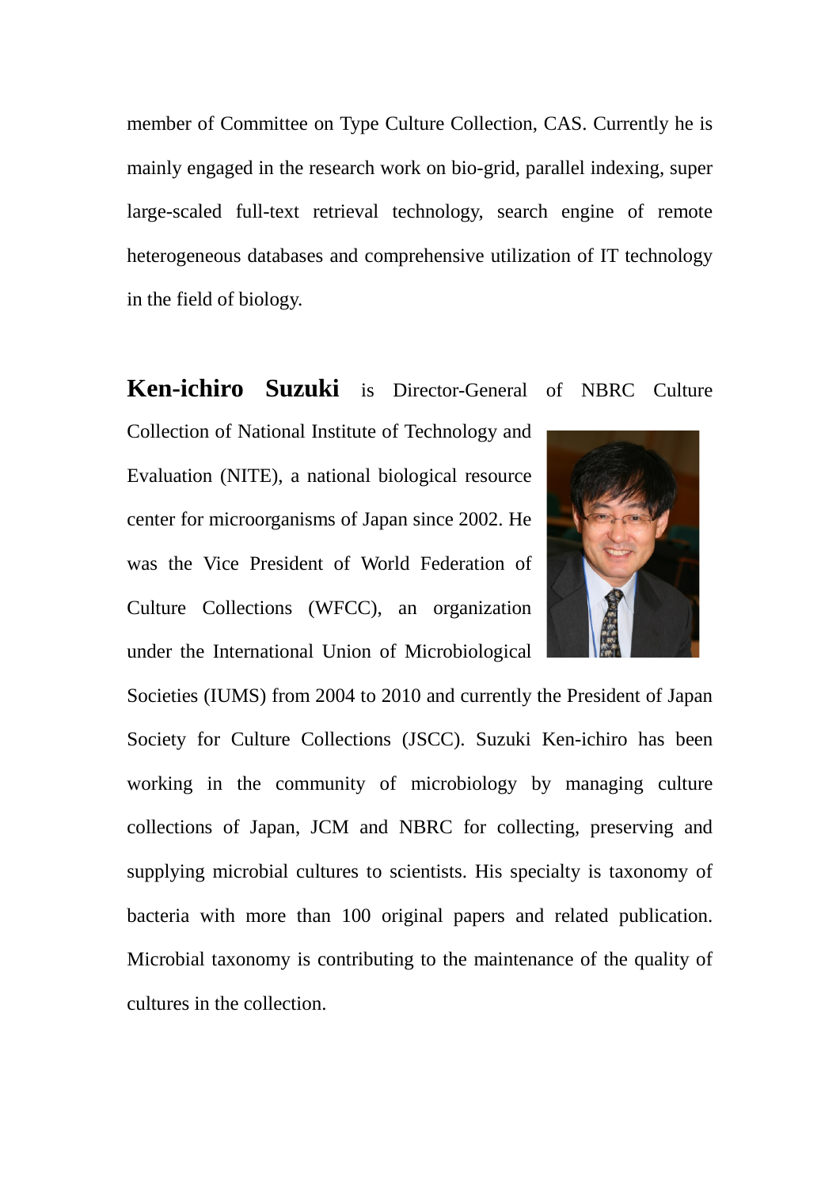member of Committee on Type Culture Collection, CAS. Currently he is mainly engaged in the research work on bio-grid, parallel indexing, super large-scaled full-text retrieval technology, search engine of remote heterogeneous databases and comprehensive utilization of IT technology in the field of biology.

**Ken-ichiro Suzuki** is Director-General of NBRC Culture Collection of National Institute of Technology and Evaluation (NITE), a national biological resource center for microorganisms of Japan since 2002. He was the Vice President of World Federation of Culture Collections (WFCC), an organization under the International Union of Microbiological Societies (IUMS) from 2004 to 2010 and currently the President of Japan Society for Culture Collections (JSCC). Suzuki Ken-ichiro has been working in the community of microbiology by managing culture collections of Japan, JCM and NBRC for collecting, preserving and supplying microbial cultures to scientists. His specialty is taxonomy of bacteria with more than 100 original papers and related publication. Microbial taxonomy is contributing to the maintenance of the quality of cultures in the collection.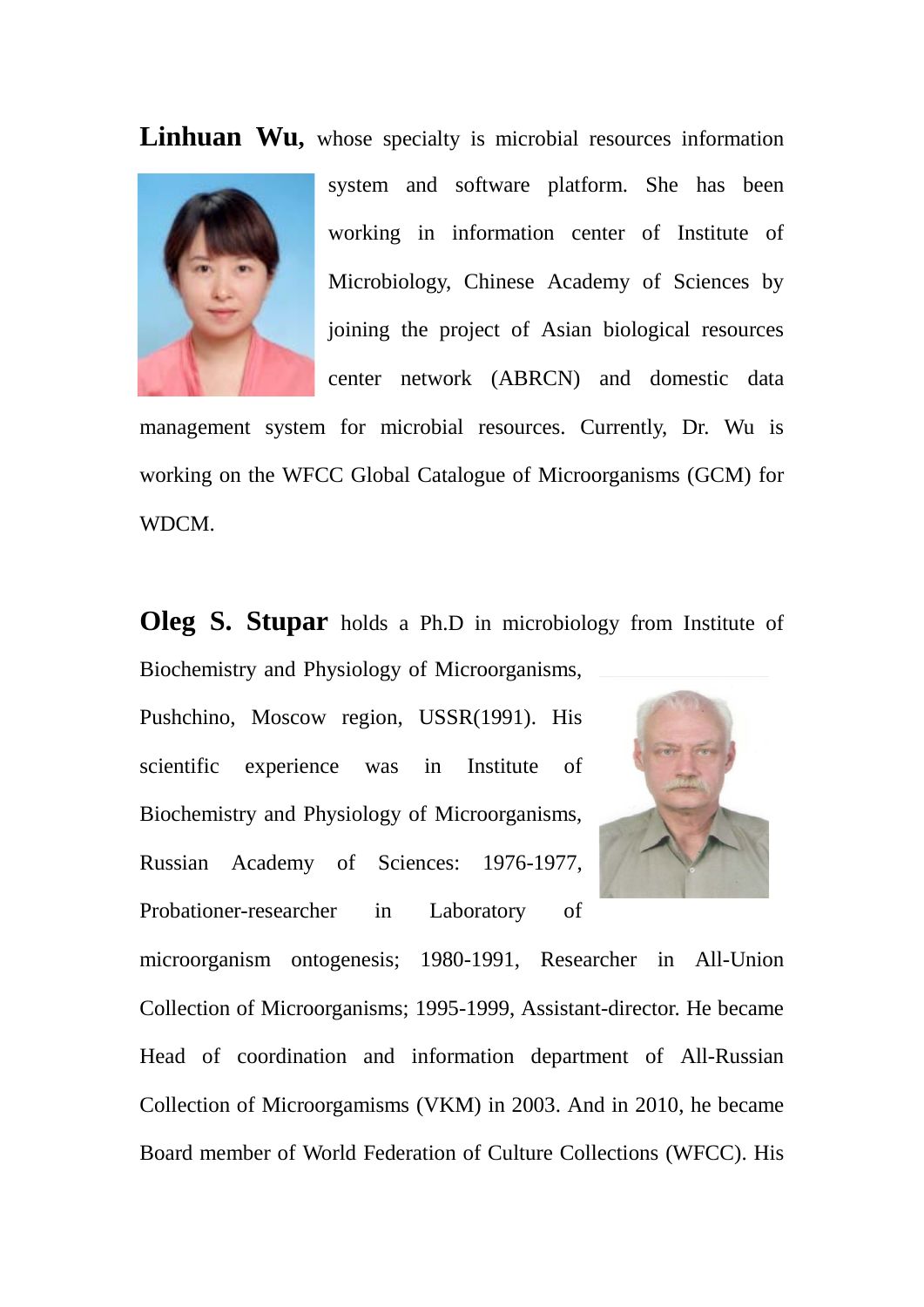**Linhuan Wu,** whose specialty is microbial resources information system and software platform. She has been working in information center of Institute of Microbiology, Chinese Academy of Sciences by joining the project of Asian biological resources center network (ABRCN) and domestic data management system for microbial resources. Currently, Dr. Wu is working on the WFCC Global Catalogue of Microorganisms (GCM) for WDCM.

**Oleg S. Stupar** holds a Ph.D in microbiology from Institute of Biochemistry and Physiology of Microorganisms, Pushchino, Moscow region, USSR(1991). His scientific experience was in Institute of Biochemistry and Physiology of Microorganisms, Russian Academy of Sciences: 1976-1977, Probationer-researcher in Laboratory of microorganism ontogenesis; 1980-1991, Researcher in All-Union Collection of Microorganisms; 1995-1999, Assistant-director. He became Head of coordination and information department of All-Russian Collection of Microorgamisms (VKM) in 2003. And in 2010, he became Board member of World Federation of Culture Collections (WFCC). His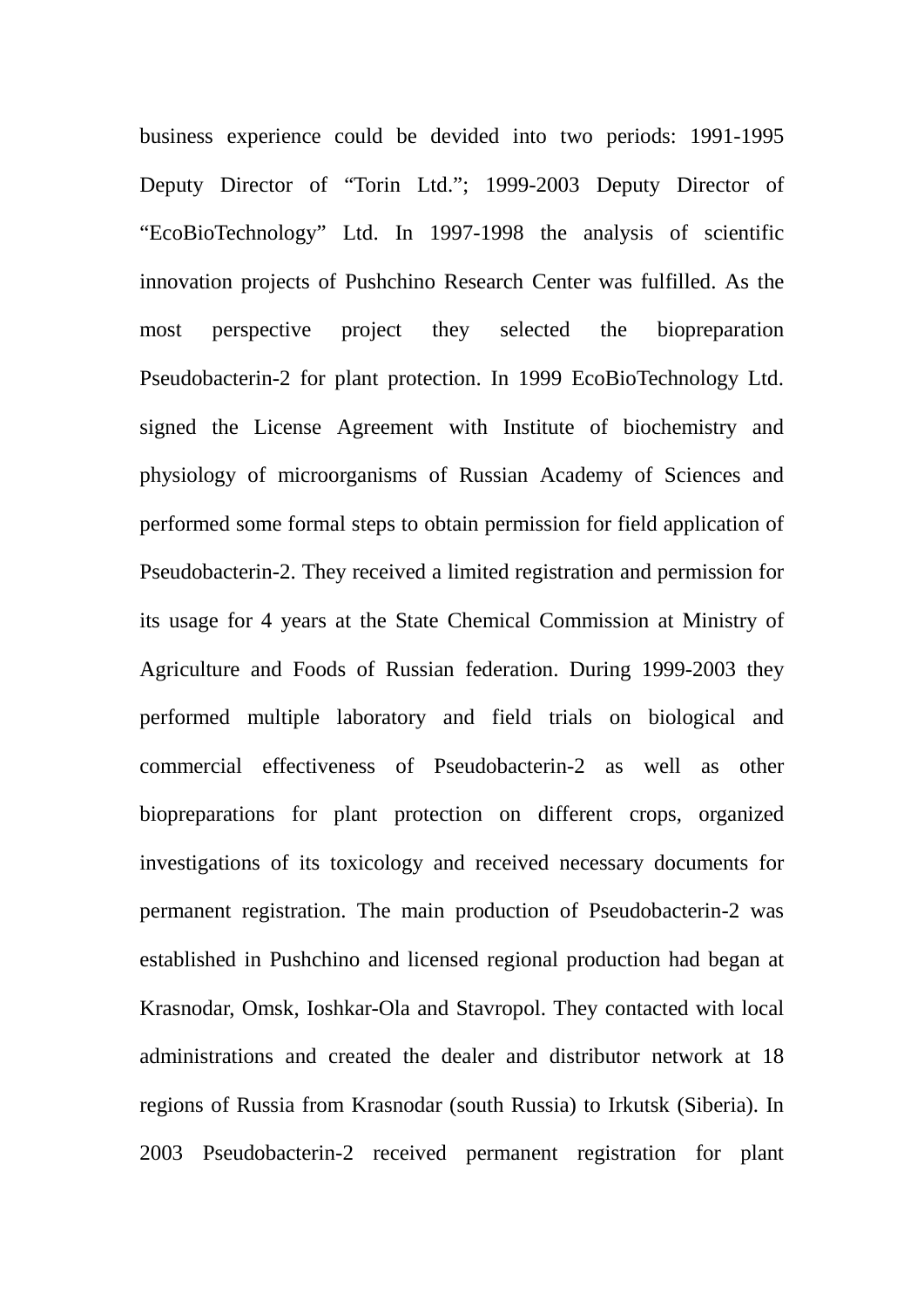business experience could be devided into two periods: 1991-1995 Deputy Director of “Torin Ltd.”; 1999-2003 Deputy Director of “EcoBioTechnology” Ltd. In 1997-1998 the analysis of scientific innovation projects of Pushchino Research Center was fulfilled. As the most perspective project they selected the biopreparation Pseudobacterin-2 for plant protection. In 1999 EcoBioTechnology Ltd. signed the License Agreement with Institute of biochemistry and physiology of microorganisms of Russian Academy of Sciences and performed some formal steps to obtain permission for field application of Pseudobacterin-2. They received a limited registration and permission for its usage for 4 years at the State Chemical Commission at Ministry of Agriculture and Foods of Russian federation. During 1999-2003 they performed multiple laboratory and field trials on biological and commercial effectiveness of Pseudobacterin-2 as well as other biopreparations for plant protection on different crops, organized investigations of its toxicology and received necessary documents for permanent registration. The main production of Pseudobacterin-2 was established in Pushchino and licensed regional production had began at Krasnodar, Omsk, Ioshkar-Ola and Stavropol. They contacted with local administrations and created the dealer and distributor network at 18 regions of Russia from Krasnodar (south Russia) to Irkutsk (Siberia). In 2003 Pseudobacterin-2 received permanent registration for plant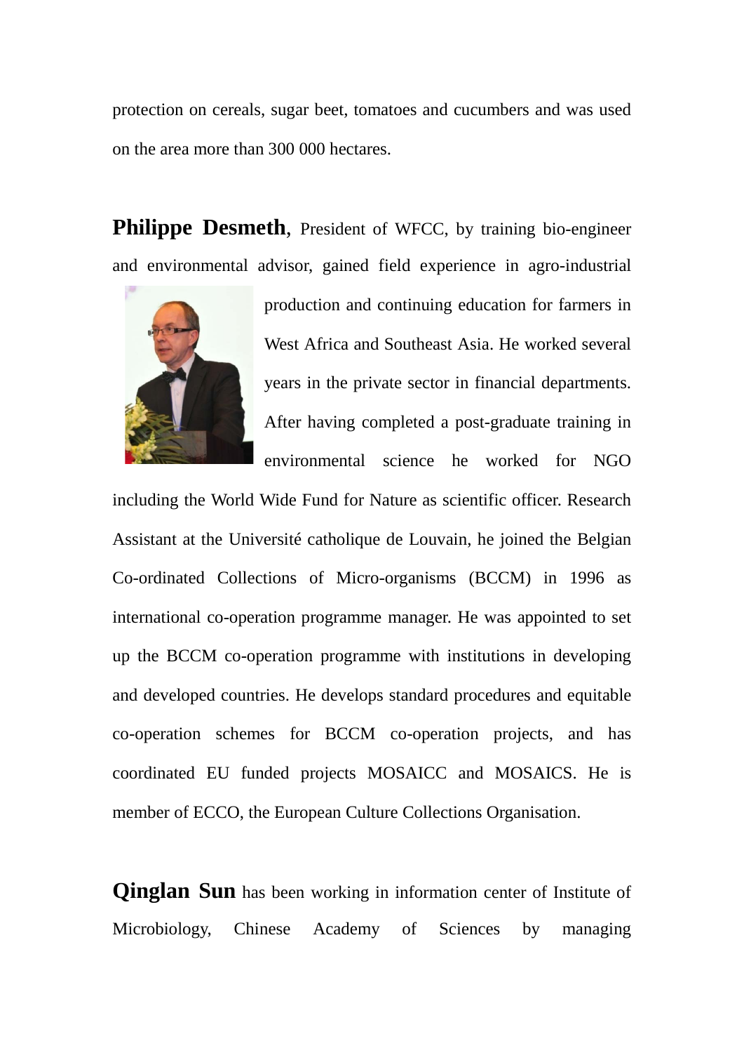protection on cereals, sugar beet, tomatoes and cucumbers and was used on the area more than 300 000 hectares.

**Philippe Desmeth**, President of WFCC, by training bio-engineer and environmental advisor, gained field experience in agro-industrial production and continuing education for farmers in West Africa and Southeast Asia. He worked several years in the private sector in financial departments. After having completed a post-graduate training in environmental science he worked for NGO including the World Wide Fund for Nature as scientific officer. Research Assistant at the Université catholique de Louvain, he joined the Belgian Co-ordinated Collections of Micro-organisms (BCCM) in 1996 as international co-operation programme manager. He was appointed to set up the BCCM co-operation programme with institutions in developing and developed countries. He develops standard procedures and equitable co-operation schemes for BCCM co-operation projects, and has coordinated EU funded projects MOSAICC and MOSAICS. He is member of ECCO, the European Culture Collections Organisation.

**Qinglan Sun** has been working in information center of Institute of Microbiology, Chinese Academy of Sciences by managing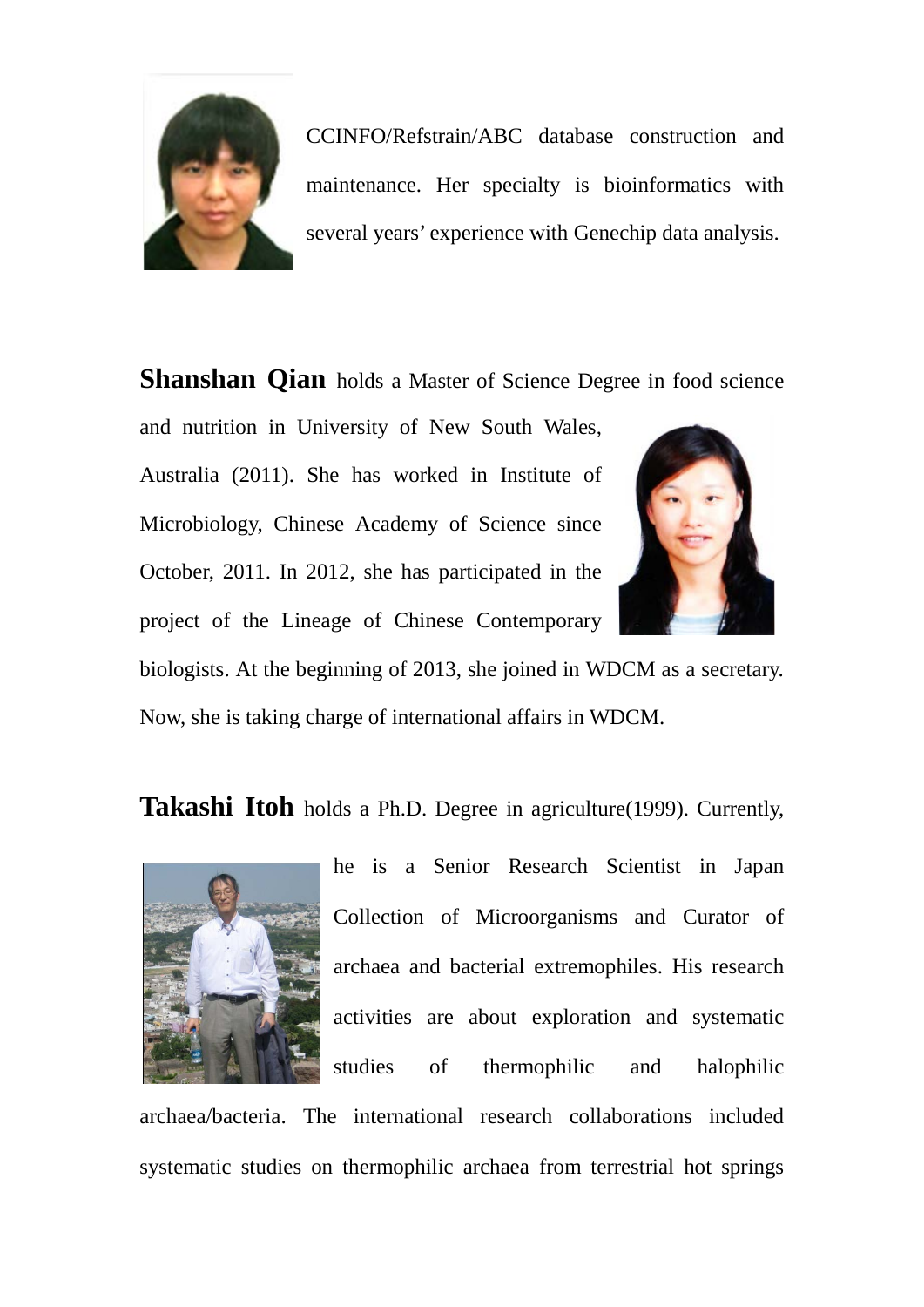CCINFO/Refstrain/ABC database construction and maintenance. Her specialty is bioinformatics with several years' experience with Genechip data analysis.

**Shanshan Qian** holds a Master of Science Degree in food science and nutrition in University of New South Wales, Australia (2011). She has worked in Institute of Microbiology, Chinese Academy of Science since October, 2011. In 2012, she has participated in the project of the Lineage of Chinese Contemporary biologists. At the beginning of 2013, she joined in WDCM as a secretary. Now, she is taking charge of international affairs in WDCM.

**Takashi Itoh** holds a Ph.D. Degree in agriculture(1999). Currently, he is a Senior Research Scientist in Japan Collection of Microorganisms and Curator of archaea and bacterial extremophiles. His research activities are about exploration and systematic studies of thermophilic and halophilic archaea/bacteria. The international research collaborations included systematic studies on thermophilic archaea from terrestrial hot springs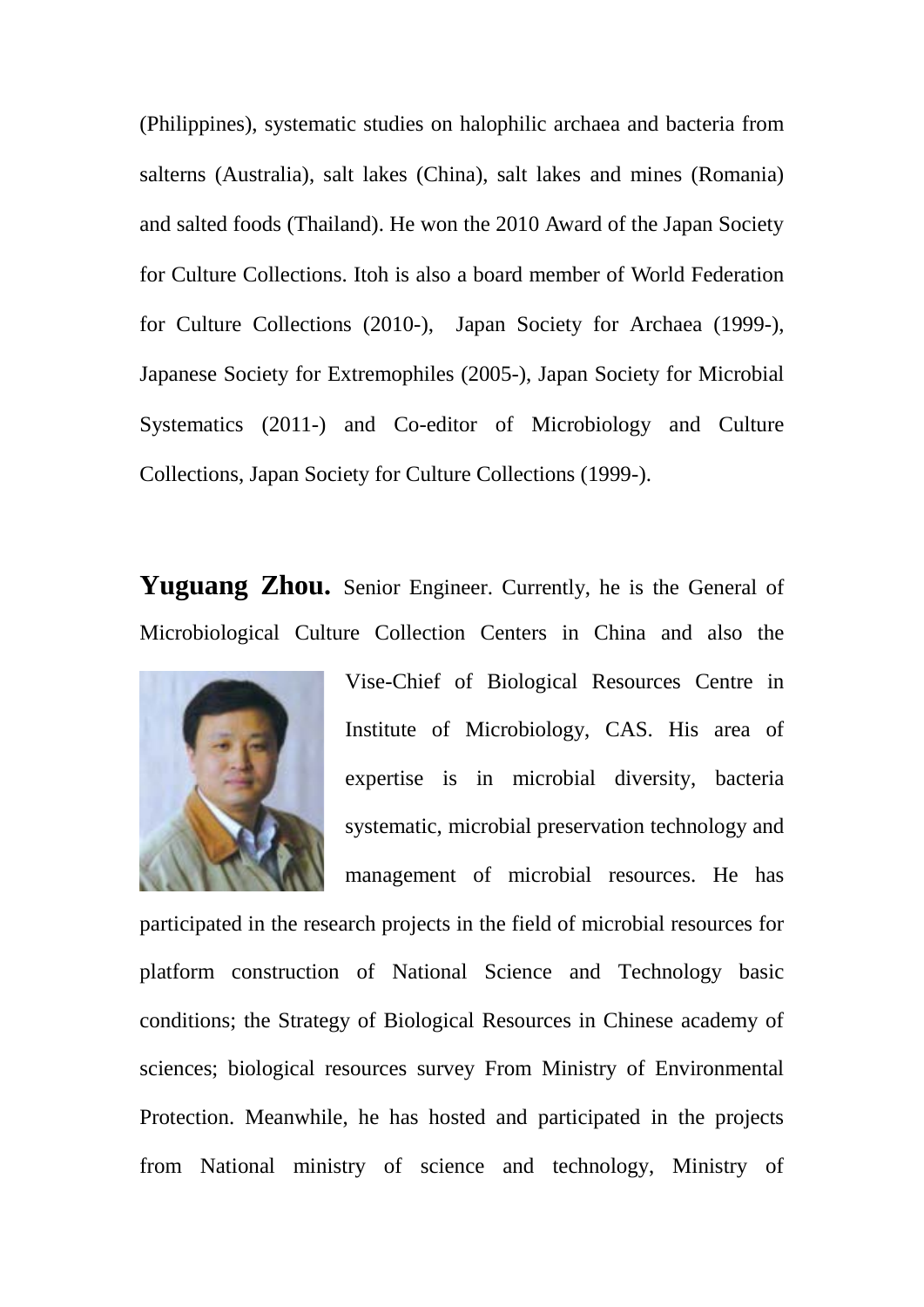(Philippines), systematic studies on halophilic archaea and bacteria from salterns (Australia), salt lakes (China), salt lakes and mines (Romania) and salted foods (Thailand). He won the 2010 Award of the Japan Society for Culture Collections. Itoh is also a board member of World Federation for Culture Collections (2010-), Japan Society for Archaea (1999-), Japanese Society for Extremophiles (2005-), Japan Society for Microbial Systematics (2011-) and Co-editor of Microbiology and Culture Collections, Japan Society for Culture Collections (1999-).

**Yuguang Zhou.** Senior Engineer. Currently, he is the General of Microbiological Culture Collection Centers in China and also the Vise-Chief of Biological Resources Centre in Institute of Microbiology, CAS. His area of expertise is in microbial diversity, bacteria systematic, microbial preservation technology and management of microbial resources. He has participated in the research projects in the field of microbial resources for platform construction of National Science and Technology basic conditions; the Strategy of Biological Resources in Chinese academy of sciences; biological resources survey From Ministry of Environmental Protection. Meanwhile, he has hosted and participated in the projects from National ministry of science and technology, Ministry of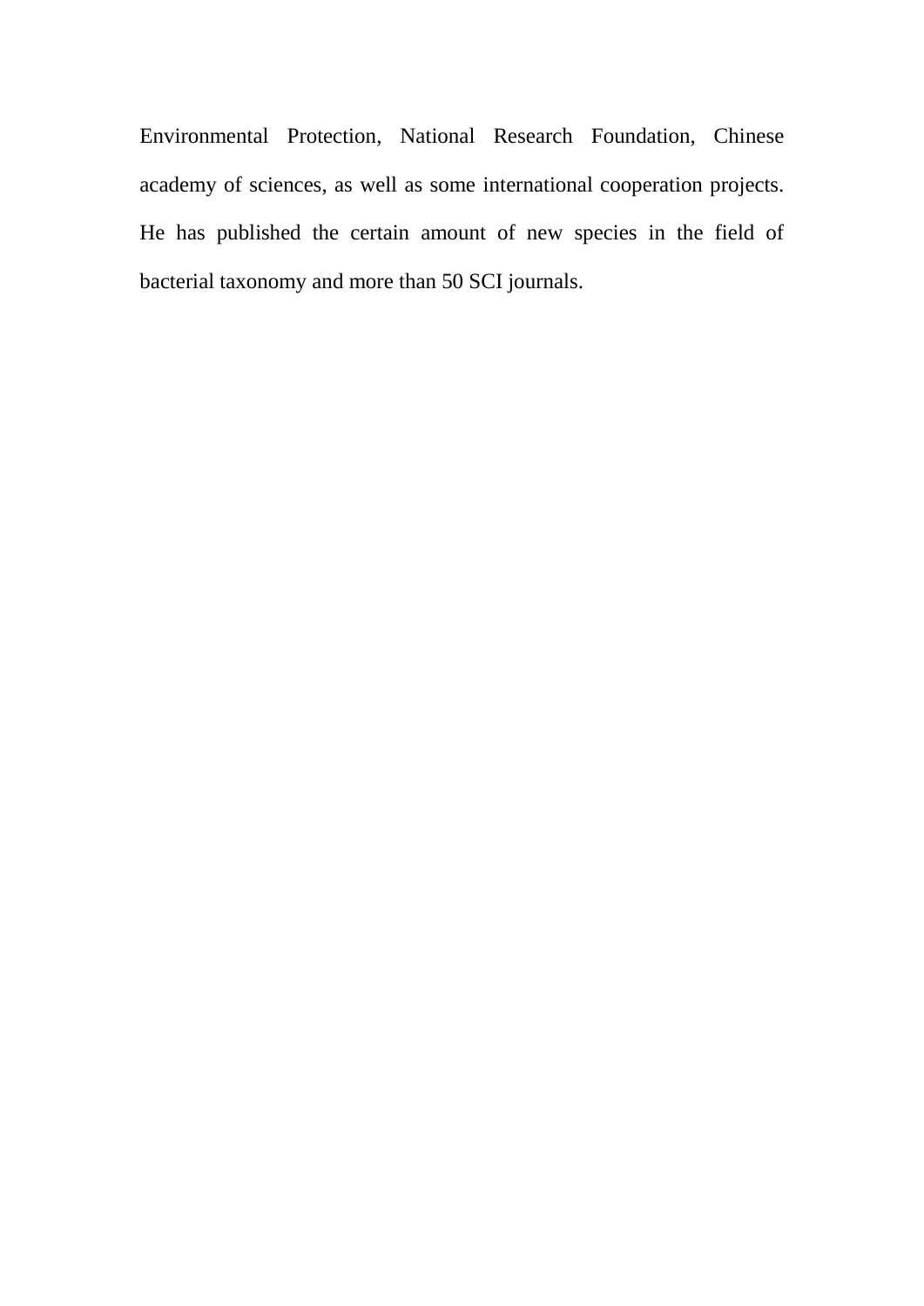Environmental Protection, National Research Foundation, Chinese academy of sciences, as well as some international cooperation projects. He has published the certain amount of new species in the field of bacterial taxonomy and more than 50 SCI journals.